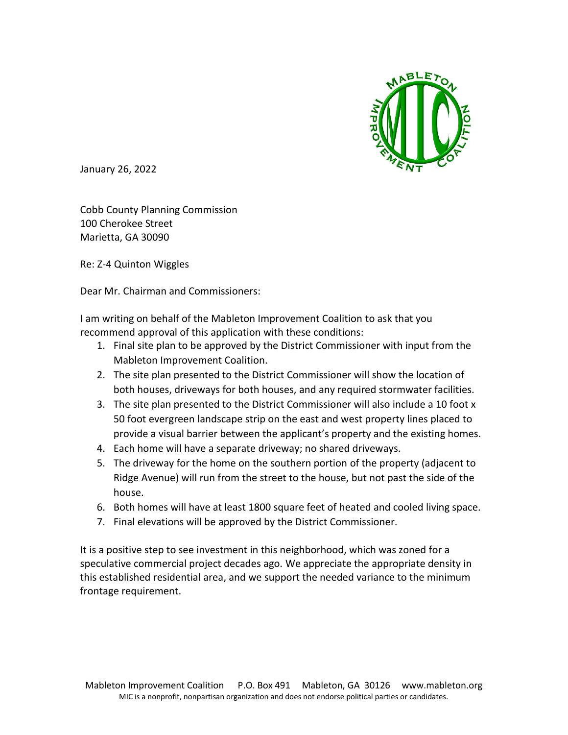January 26, 2022

Cobb County Planning Commission
100 Cherokee Street
Marietta, GA 30090

Re: Z-4 Quinton Wiggles

Dear Mr. Chairman and Commissioners:

I am writing on behalf of the Mableton Improvement Coalition to ask that you recommend approval of this application with these conditions:

1. Final site plan to be approved by the District Commissioner with input from the Mableton Improvement Coalition.
2. The site plan presented to the District Commissioner will show the location of both houses, driveways for both houses, and any required stormwater facilities.
3. The site plan presented to the District Commissioner will also include a 10 foot x 50 foot evergreen landscape strip on the east and west property lines placed to provide a visual barrier between the applicant's property and the existing homes.
4. Each home will have a separate driveway; no shared driveways.
5. The driveway for the home on the southern portion of the property (adjacent to Ridge Avenue) will run from the street to the house, but not past the side of the house.
6. Both homes will have at least 1800 square feet of heated and cooled living space.
7. Final elevations will be approved by the District Commissioner.

It is a positive step to see investment in this neighborhood, which was zoned for a speculative commercial project decades ago. We appreciate the appropriate density in this established residential area, and we support the needed variance to the minimum frontage requirement.

Mableton Improvement Coalition P.O. Box 491 Mableton, GA 30126 www.mableton.org
MIC is a nonprofit, nonpartisan organization and does not endorse political parties or candidates.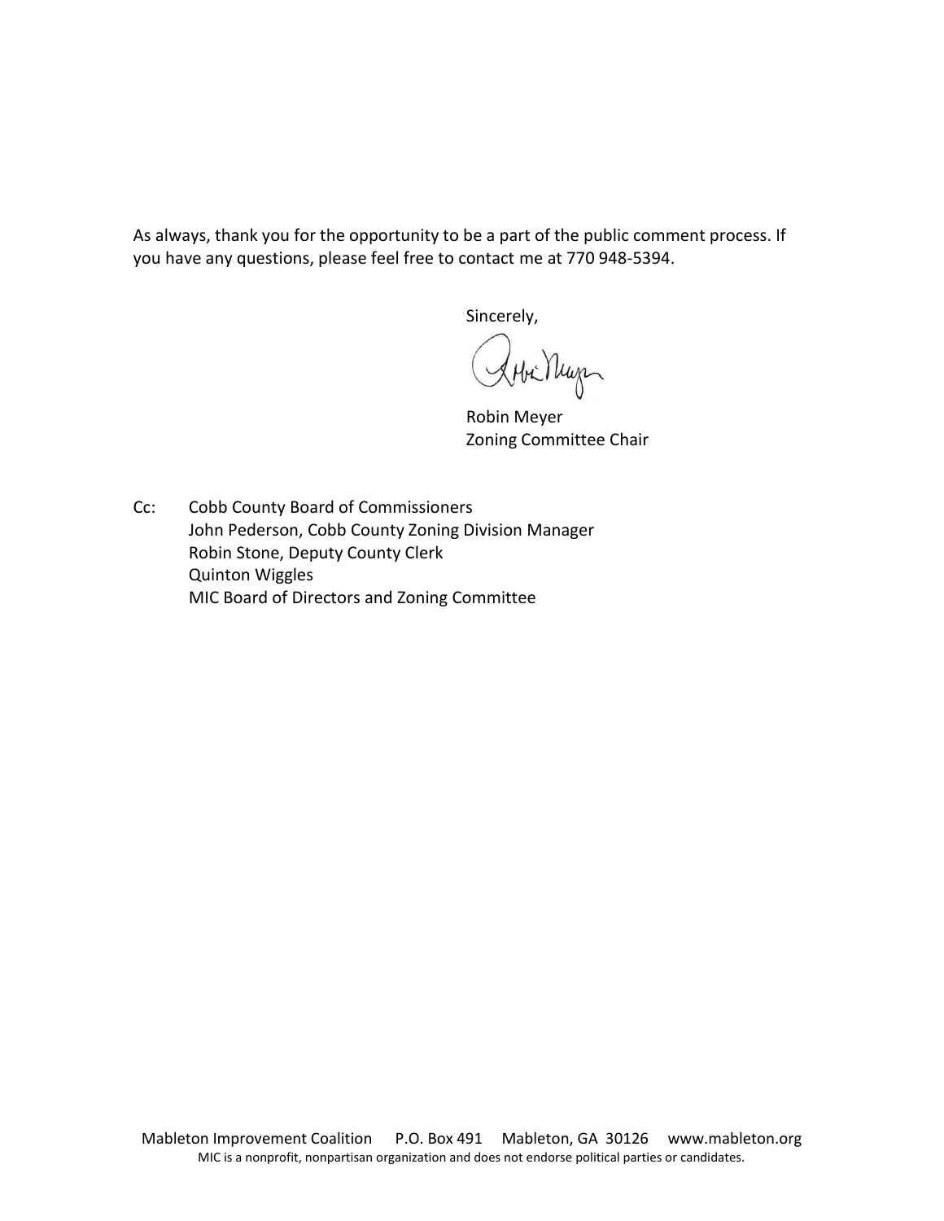As always, thank you for the opportunity to be a part of the public comment process. If you have any questions, please feel free to contact me at 770 948-5394.

Sincerely,

Robin Meyer
Zoning Committee Chair

Cc: Cobb County Board of Commissioners
John Pederson, Cobb County Zoning Division Manager
Robin Stone, Deputy County Clerk
Quinton Wiggles
MIC Board of Directors and Zoning Committee

Mableton Improvement Coalition P.O. Box 491 Mableton, GA 30126 www.mableton.org
MIC is a nonprofit, nonpartisan organization and does not endorse political parties or candidates.